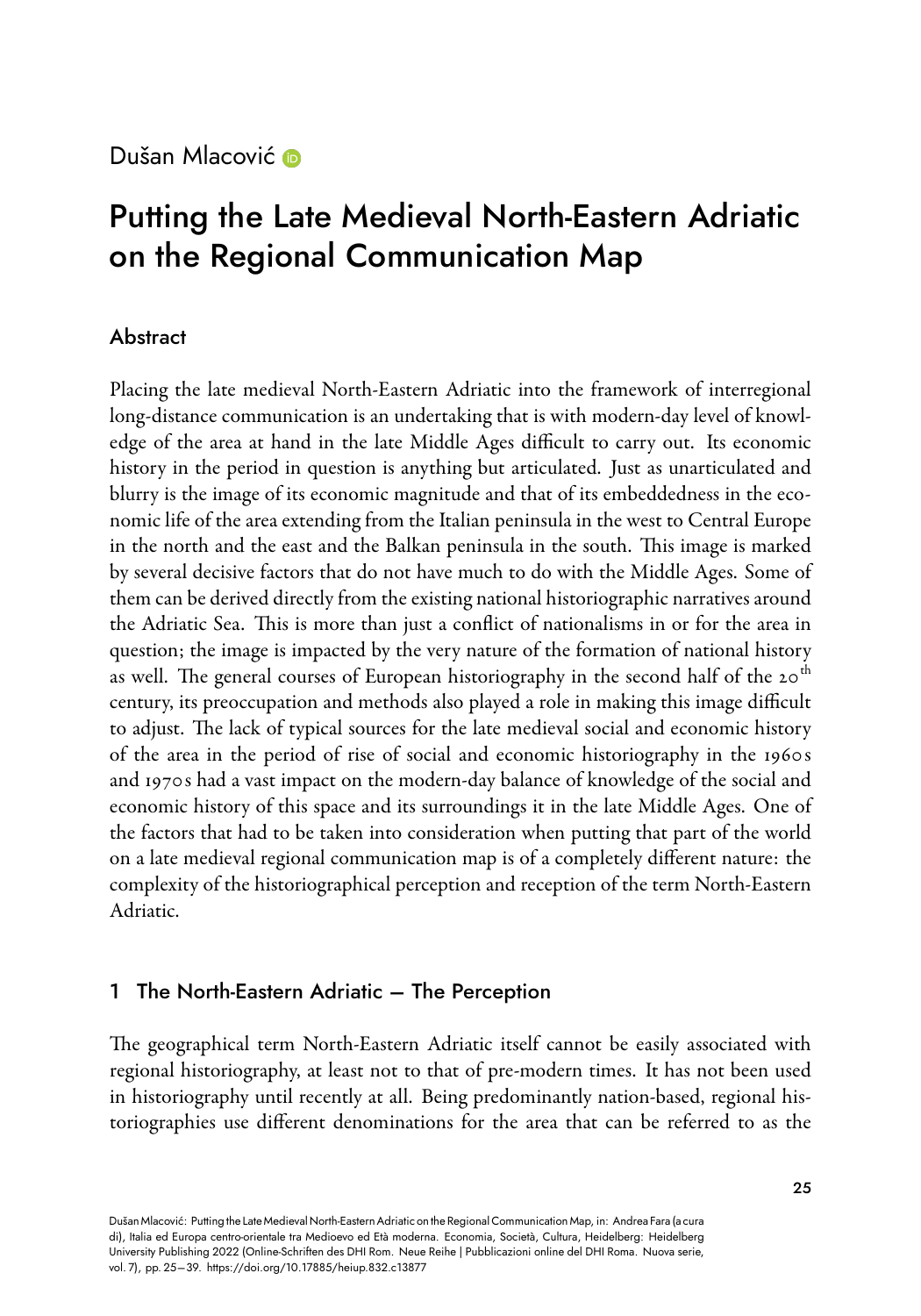Dušan Mlacović

# Putting the Late Medieval North-Eastern Adriatic on the Regional Communication Map

## Abstract

Placing the late medieval North-Eastern Adriatic into the framework of interregional long-distance communication is an undertaking that is with modern-day level of knowledge of the area at hand in the late Middle Ages difficult to carry out. Its economic history in the period in question is anything but articulated. Just as unarticulated and blurry is the image of its economic magnitude and that of its embeddedness in the economic life of the area extending from the Italian peninsula in the west to Central Europe in the north and the east and the Balkan peninsula in the south. This image is marked by several decisive factors that do not have much to do with the Middle Ages. Some of them can be derived directly from the existing national historiographic narratives around the Adriatic Sea. This is more than just a conflict of nationalisms in or for the area in question; the image is impacted by the very nature of the formation of national history as well. The general courses of European historiography in the second half of the 20th century, its preoccupation and methods also played a role in making this image difficult to adjust. The lack of typical sources for the late medieval social and economic history of the area in the period of rise of social and economic historiography in the 1960s and 1970s had a vast impact on the modern-day balance of knowledge of the social and economic history of this space and its surroundings it in the late Middle Ages. One of the factors that had to be taken into consideration when putting that part of the world on a late medieval regional communication map is of a completely different nature: the complexity of the historiographical perception and reception of the term North-Eastern Adriatic.

## 1 The North-Eastern Adriatic – The Perception

The geographical term North-Eastern Adriatic itself cannot be easily associated with regional historiography, at least not to that of pre-modern times. It has not been used in historiography until recently at all. Being predominantly nation-based, regional historiographies use different denominations for the area that can be referred to as the

Dušan Mlacović: Putting the Late Medieval North-Eastern Adriatic on the Regional Communication Map, in: Andrea Fara (a cura di), Italia ed Europa centro-orientale tra Medioevo ed Età moderna. Economia, Società, Cultura, Heidelberg: Heidelberg University Publishing 2022 (Online-Schriften des DHI Rom. Neue Reihe | Pubblicazioni online del DHI Roma. Nuova serie, vol. 7), pp. 25–39. https://doi.org/10.17885/heiup.832.c13877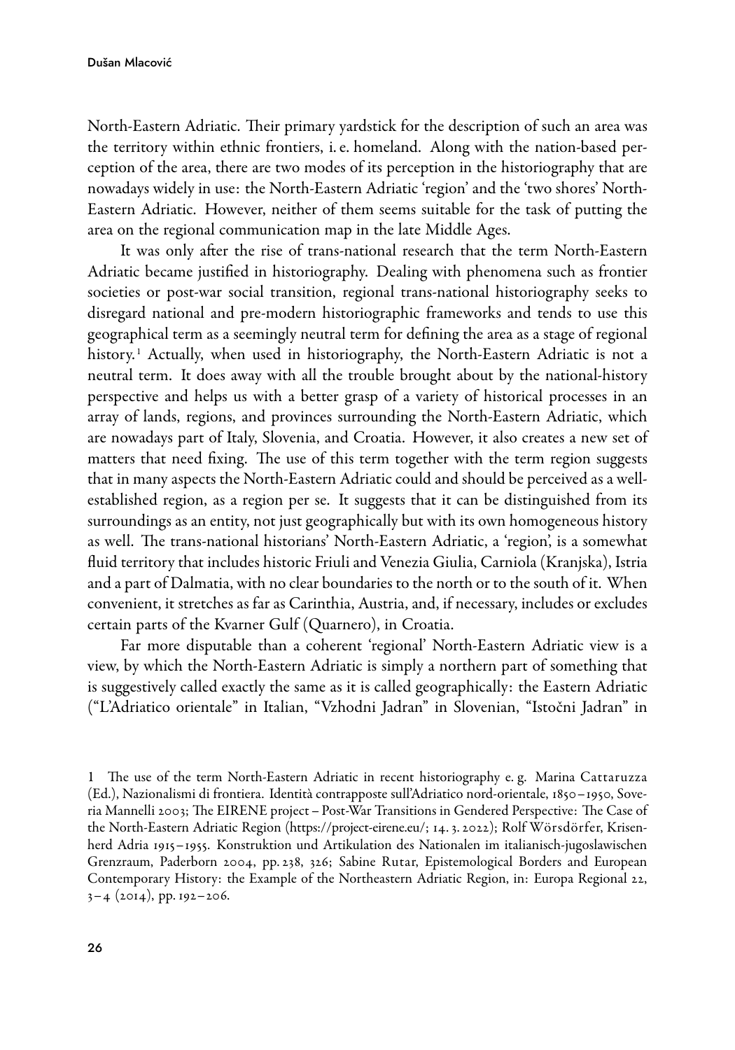North-Eastern Adriatic. Their primary yardstick for the description of such an area was the territory within ethnic frontiers, i. e. homeland. Along with the nation-based perception of the area, there are two modes of its perception in the historiography that are nowadays widely in use: the North-Eastern Adriatic 'region' and the 'two shores' North-Eastern Adriatic. However, neither of them seems suitable for the task of putting the area on the regional communication map in the late Middle Ages.

It was only after the rise of trans-national research that the term North-Eastern Adriatic became justified in historiography. Dealing with phenomena such as frontier societies or post-war social transition, regional trans-national historiography seeks to disregard national and pre-modern historiographic frameworks and tends to use this geographical term as a seemingly neutral term for defining the area as a stage of regional history.[1] Actually, when used in historiography, the North-Eastern Adriatic is not a neutral term. It does away with all the trouble brought about by the national-history perspective and helps us with a better grasp of a variety of historical processes in an array of lands, regions, and provinces surrounding the North-Eastern Adriatic, which are nowadays part of Italy, Slovenia, and Croatia. However, it also creates a new set of matters that need fixing. The use of this term together with the term region suggests that in many aspects the North-Eastern Adriatic could and should be perceived as a well-established region, as a region per se. It suggests that it can be distinguished from its surroundings as an entity, not just geographically but with its own homogeneous history as well. The trans-national historians' North-Eastern Adriatic, a 'region', is a somewhat fluid territory that includes historic Friuli and Venezia Giulia, Carniola (Kranjska), Istria and a part of Dalmatia, with no clear boundaries to the north or to the south of it. When convenient, it stretches as far as Carinthia, Austria, and, if necessary, includes or excludes certain parts of the Kvarner Gulf (Quarnero), in Croatia.

Far more disputable than a coherent 'regional' North-Eastern Adriatic view is a view, by which the North-Eastern Adriatic is simply a northern part of something that is suggestively called exactly the same as it is called geographically: the Eastern Adriatic ("L'Adriatico orientale" in Italian, "Vzhodni Jadran" in Slovenian, "Istočni Jadran" in

---

1 The use of the term North-Eastern Adriatic in recent historiography e. g. Marina Cattaruzza (Ed.), Nazionalismi di frontiera. Identità contrapposte sull'Adriatico nord-orientale, 1850–1950, Soveria Mannelli 2003; The EIRENE project – Post-War Transitions in Gendered Perspective: The Case of the North-Eastern Adriatic Region (https://project-eirene.eu/; 14. 3. 2022); Rolf Wörsdörfer, Krisenherd Adria 1915–1955. Konstruktion und Artikulation des Nationalen im italianisch-jugoslawischen Grenzraum, Paderborn 2004, pp. 238, 326; Sabine Rutar, Epistemological Borders and European Contemporary History: the Example of the Northeastern Adriatic Region, in: Europa Regional 22, 3–4 (2014), pp. 192–206.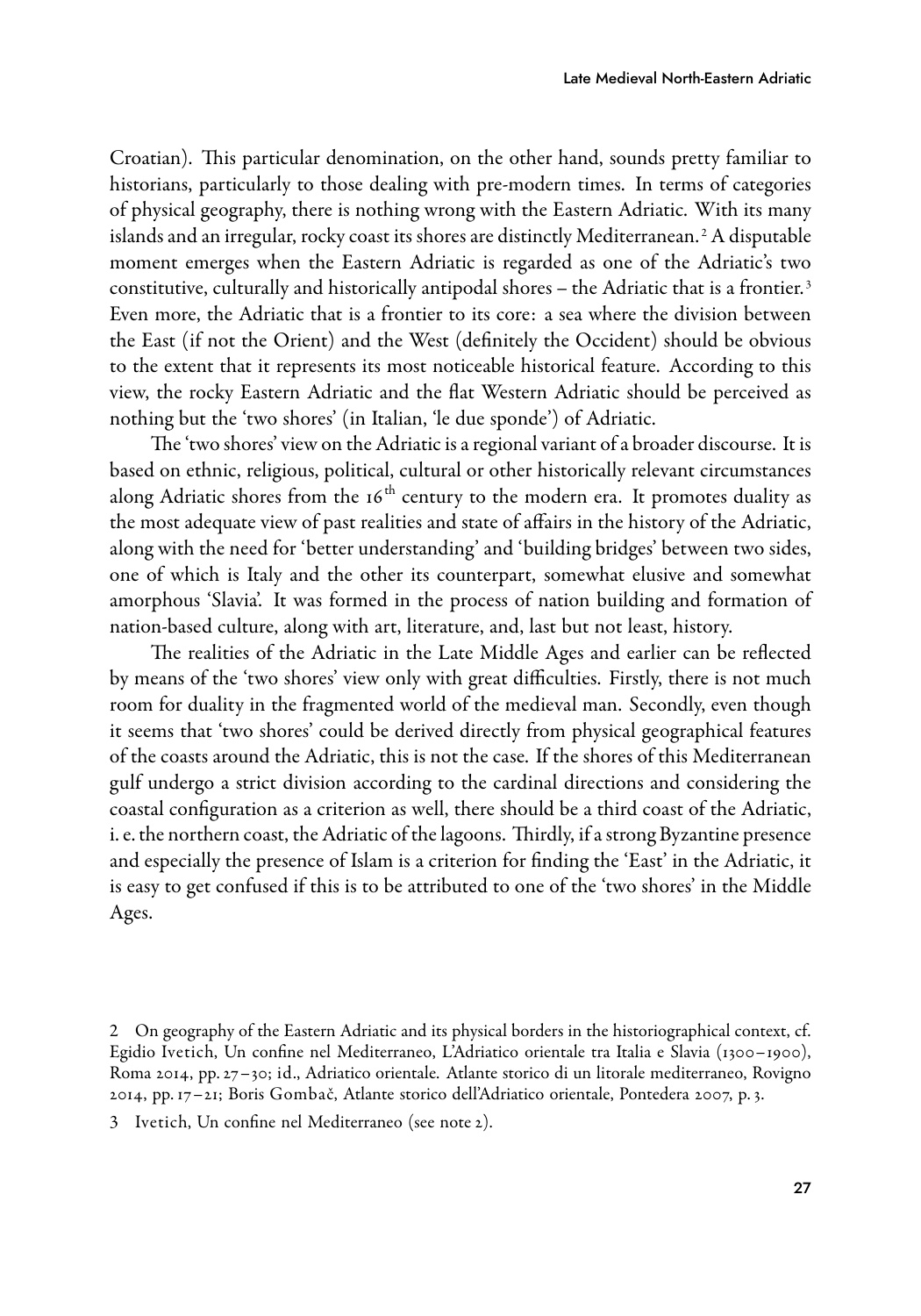Croatian). This particular denomination, on the other hand, sounds pretty familiar to historians, particularly to those dealing with pre-modern times. In terms of categories of physical geography, there is nothing wrong with the Eastern Adriatic. With its many islands and an irregular, rocky coast its shores are distinctly Mediterranean.[2] A disputable moment emerges when the Eastern Adriatic is regarded as one of the Adriatic's two constitutive, culturally and historically antipodal shores – the Adriatic that is a frontier.[3] Even more, the Adriatic that is a frontier to its core: a sea where the division between the East (if not the Orient) and the West (definitely the Occident) should be obvious to the extent that it represents its most noticeable historical feature. According to this view, the rocky Eastern Adriatic and the flat Western Adriatic should be perceived as nothing but the 'two shores' (in Italian, 'le due sponde') of Adriatic.

The 'two shores' view on the Adriatic is a regional variant of a broader discourse. It is based on ethnic, religious, political, cultural or other historically relevant circumstances along Adriatic shores from the 16th century to the modern era. It promotes duality as the most adequate view of past realities and state of affairs in the history of the Adriatic, along with the need for 'better understanding' and 'building bridges' between two sides, one of which is Italy and the other its counterpart, somewhat elusive and somewhat amorphous 'Slavia'. It was formed in the process of nation building and formation of nation-based culture, along with art, literature, and, last but not least, history.

The realities of the Adriatic in the Late Middle Ages and earlier can be reflected by means of the 'two shores' view only with great difficulties. Firstly, there is not much room for duality in the fragmented world of the medieval man. Secondly, even though it seems that 'two shores' could be derived directly from physical geographical features of the coasts around the Adriatic, this is not the case. If the shores of this Mediterranean gulf undergo a strict division according to the cardinal directions and considering the coastal configuration as a criterion as well, there should be a third coast of the Adriatic, i. e. the northern coast, the Adriatic of the lagoons. Thirdly, if a strong Byzantine presence and especially the presence of Islam is a criterion for finding the 'East' in the Adriatic, it is easy to get confused if this is to be attributed to one of the 'two shores' in the Middle Ages.

2 On geography of the Eastern Adriatic and its physical borders in the historiographical context, cf. Egidio Ivetich, Un confine nel Mediterraneo, L'Adriatico orientale tra Italia e Slavia (1300–1900), Roma 2014, pp. 27–30; id., Adriatico orientale. Atlante storico di un litorale mediterraneo, Rovigno 2014, pp. 17–21; Boris Gombač, Atlante storico dell'Adriatico orientale, Pontedera 2007, p. 3.

3 Ivetich, Un confine nel Mediterraneo (see note 2).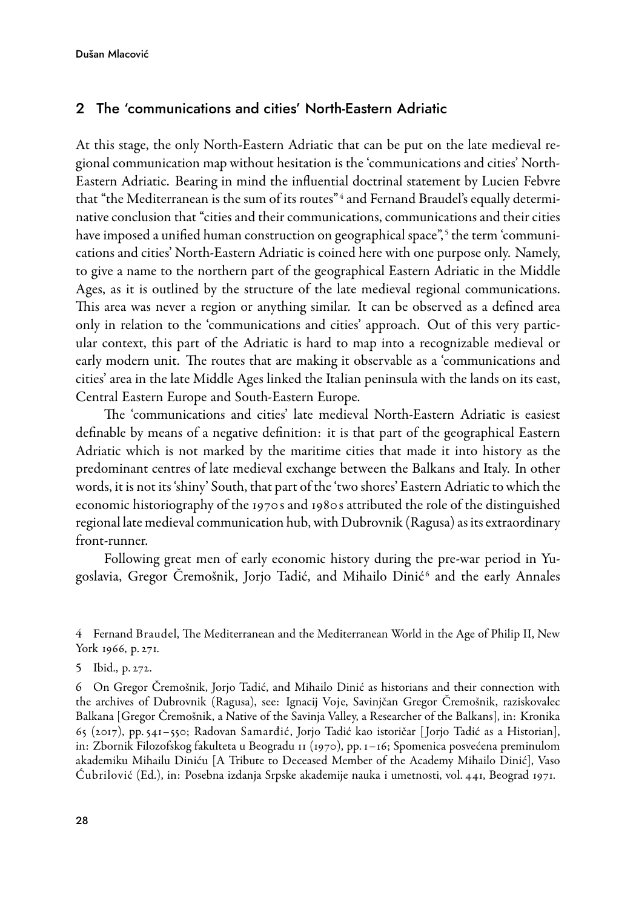## 2 The 'communications and cities' North-Eastern Adriatic

At this stage, the only North-Eastern Adriatic that can be put on the late medieval regional communication map without hesitation is the 'communications and cities' North-Eastern Adriatic. Bearing in mind the influential doctrinal statement by Lucien Febvre that "the Mediterranean is the sum of its routes"[4] and Fernand Braudel's equally determinative conclusion that "cities and their communications, communications and their cities have imposed a unified human construction on geographical space",[5] the term 'communications and cities' North-Eastern Adriatic is coined here with one purpose only. Namely, to give a name to the northern part of the geographical Eastern Adriatic in the Middle Ages, as it is outlined by the structure of the late medieval regional communications. This area was never a region or anything similar. It can be observed as a defined area only in relation to the 'communications and cities' approach. Out of this very particular context, this part of the Adriatic is hard to map into a recognizable medieval or early modern unit. The routes that are making it observable as a 'communications and cities' area in the late Middle Ages linked the Italian peninsula with the lands on its east, Central Eastern Europe and South-Eastern Europe.

The 'communications and cities' late medieval North-Eastern Adriatic is easiest definable by means of a negative definition: it is that part of the geographical Eastern Adriatic which is not marked by the maritime cities that made it into history as the predominant centres of late medieval exchange between the Balkans and Italy. In other words, it is not its 'shiny' South, that part of the 'two shores' Eastern Adriatic to which the economic historiography of the 1970s and 1980s attributed the role of the distinguished regional late medieval communication hub, with Dubrovnik (Ragusa) as its extraordinary front-runner.

Following great men of early economic history during the pre-war period in Yugoslavia, Gregor Čremošnik, Jorjo Tadić, and Mihailo Dinić[6] and the early Annales

4 Fernand Braudel, The Mediterranean and the Mediterranean World in the Age of Philip II, New York 1966, p. 271.

5 Ibid., p. 272.

6 On Gregor Čremošnik, Jorjo Tadić, and Mihailo Dinić as historians and their connection with the archives of Dubrovnik (Ragusa), see: Ignacij Voje, Savinjčan Gregor Čremošnik, raziskovalec Balkana [Gregor Čremošnik, a Native of the Savinja Valley, a Researcher of the Balkans], in: Kronika 65 (2017), pp. 541–550; Radovan Samarđić, Jorjo Tadić kao istoričar [Jorjo Tadić as a Historian], in: Zbornik Filozofskog fakulteta u Beogradu 11 (1970), pp. 1–16; Spomenica posvećena preminulom akademiku Mihailu Diniću [A Tribute to Deceased Member of the Academy Mihailo Dinić], Vaso Čubrilović (Ed.), in: Posebna izdanja Srpske akademije nauka i umetnosti, vol. 441, Beograd 1971.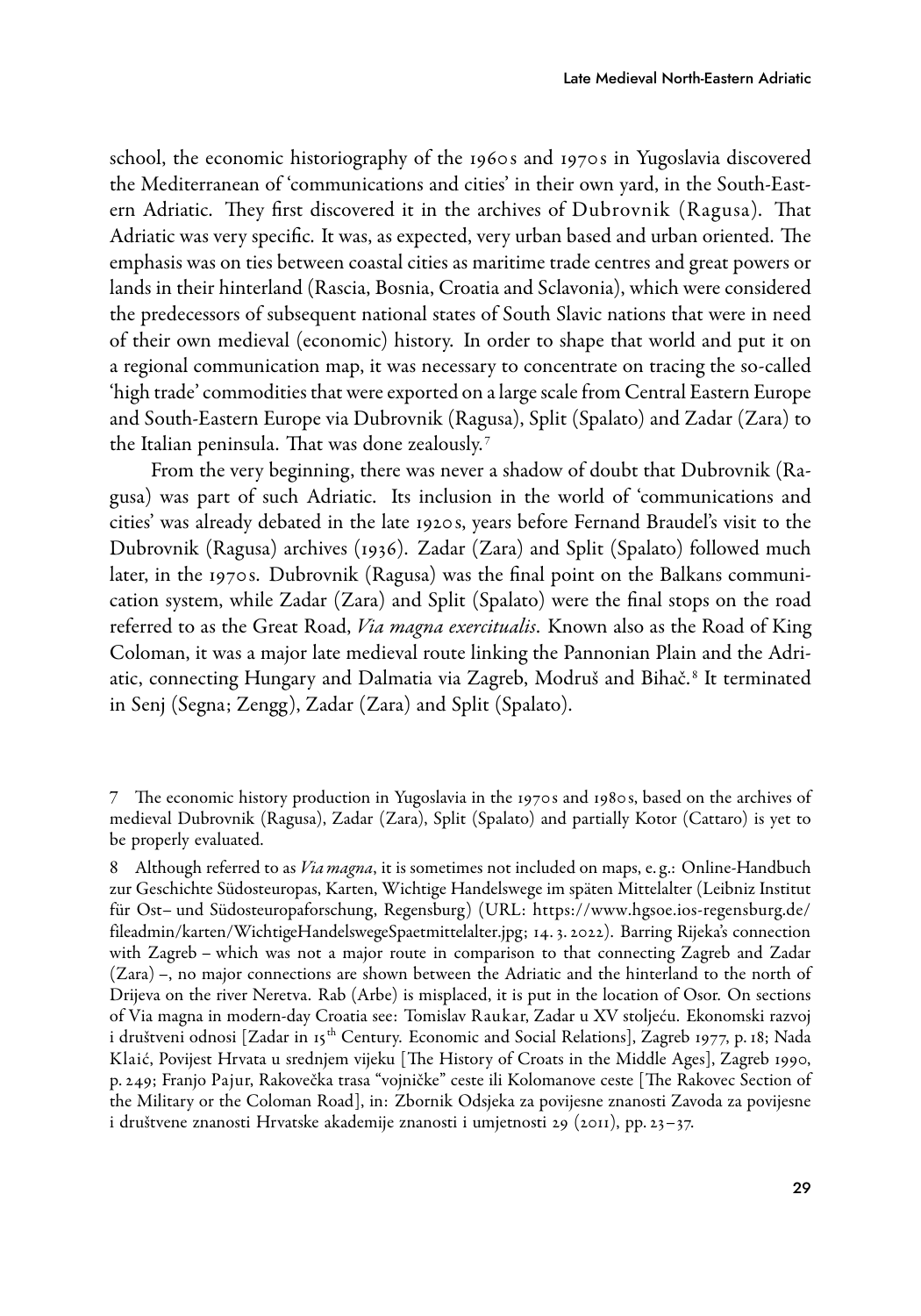school, the economic historiography of the 1960s and 1970s in Yugoslavia discovered the Mediterranean of 'communications and cities' in their own yard, in the South-Eastern Adriatic. They first discovered it in the archives of Dubrovnik (Ragusa). That Adriatic was very specific. It was, as expected, very urban based and urban oriented. The emphasis was on ties between coastal cities as maritime trade centres and great powers or lands in their hinterland (Rascia, Bosnia, Croatia and Sclavonia), which were considered the predecessors of subsequent national states of South Slavic nations that were in need of their own medieval (economic) history. In order to shape that world and put it on a regional communication map, it was necessary to concentrate on tracing the so-called 'high trade' commodities that were exported on a large scale from Central Eastern Europe and South-Eastern Europe via Dubrovnik (Ragusa), Split (Spalato) and Zadar (Zara) to the Italian peninsula. That was done zealously.[7]

From the very beginning, there was never a shadow of doubt that Dubrovnik (Ragusa) was part of such Adriatic. Its inclusion in the world of 'communications and cities' was already debated in the late 1920s, years before Fernand Braudel's visit to the Dubrovnik (Ragusa) archives (1936). Zadar (Zara) and Split (Spalato) followed much later, in the 1970s. Dubrovnik (Ragusa) was the final point on the Balkans communication system, while Zadar (Zara) and Split (Spalato) were the final stops on the road referred to as the Great Road, *Via magna exercitualis*. Known also as the Road of King Coloman, it was a major late medieval route linking the Pannonian Plain and the Adriatic, connecting Hungary and Dalmatia via Zagreb, Modruš and Bihač.[8] It terminated in Senj (Segna; Zengg), Zadar (Zara) and Split (Spalato).

---

7 The economic history production in Yugoslavia in the 1970s and 1980s, based on the archives of medieval Dubrovnik (Ragusa), Zadar (Zara), Split (Spalato) and partially Kotor (Cattaro) is yet to be properly evaluated.

8 Although referred to as *Via magna*, it is sometimes not included on maps, e.g.: Online-Handbuch zur Geschichte Südosteuropas, Karten, Wichtige Handelswege im späten Mittelalter (Leibniz Institut für Ost– und Südosteuropaforschung, Regensburg) (URL: https://www.hgsoe.ios-regensburg.de/fileadmin/karten/WichtigeHandelswegeSpaetmittelalter.jpg; 14. 3. 2022). Barring Rijeka's connection with Zagreb – which was not a major route in comparison to that connecting Zagreb and Zadar (Zara) –, no major connections are shown between the Adriatic and the hinterland to the north of Drijeva on the river Neretva. Rab (Arbe) is misplaced, it is put in the location of Osor. On sections of Via magna in modern-day Croatia see: Tomislav Raukar, Zadar u XV stoljeću. Ekonomski razvoj i društveni odnosi [Zadar in 15th Century. Economic and Social Relations], Zagreb 1977, p. 18; Nada Klaić, Povijest Hrvata u srednjem vijeku [The History of Croats in the Middle Ages], Zagreb 1990, p. 249; Franjo Pajur, Rakovečka trasa "vojničke" ceste ili Kolomanove ceste [The Rakovec Section of the Military or the Coloman Road], in: Zbornik Odsjeka za povijesne znanosti Zavoda za povijesne i društvene znanosti Hrvatske akademije znanosti i umjetnosti 29 (2011), pp. 23–37.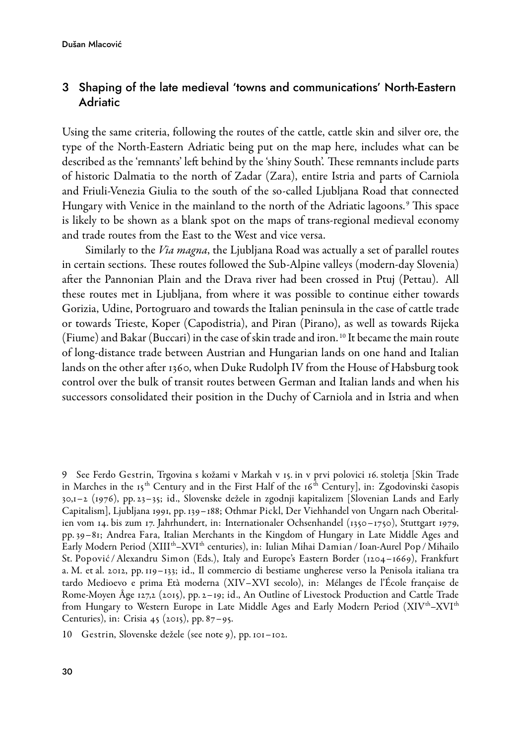## 3 Shaping of the late medieval 'towns and communications' North-Eastern Adriatic

Using the same criteria, following the routes of the cattle, cattle skin and silver ore, the type of the North-Eastern Adriatic being put on the map here, includes what can be described as the 'remnants' left behind by the 'shiny South'. These remnants include parts of historic Dalmatia to the north of Zadar (Zara), entire Istria and parts of Carniola and Friuli-Venezia Giulia to the south of the so-called Ljubljana Road that connected Hungary with Venice in the mainland to the north of the Adriatic lagoons.[9] This space is likely to be shown as a blank spot on the maps of trans-regional medieval economy and trade routes from the East to the West and vice versa.

Similarly to the *Via magna*, the Ljubljana Road was actually a set of parallel routes in certain sections. These routes followed the Sub-Alpine valleys (modern-day Slovenia) after the Pannonian Plain and the Drava river had been crossed in Ptuj (Pettau). All these routes met in Ljubljana, from where it was possible to continue either towards Gorizia, Udine, Portogruaro and towards the Italian peninsula in the case of cattle trade or towards Trieste, Koper (Capodistria), and Piran (Pirano), as well as towards Rijeka (Fiume) and Bakar (Buccari) in the case of skin trade and iron.[10] It became the main route of long-distance trade between Austrian and Hungarian lands on one hand and Italian lands on the other after 1360, when Duke Rudolph IV from the House of Habsburg took control over the bulk of transit routes between German and Italian lands and when his successors consolidated their position in the Duchy of Carniola and in Istria and when

9 See Ferdo Gestrin, Trgovina s kožami v Markah v 15. in v prvi polovici 16. stoletja [Skin Trade in Marches in the 15th Century and in the First Half of the 16th Century], in: Zgodovinski časopis 30,1–2 (1976), pp. 23–35; id., Slovenske dežele in zgodnji kapitalizem [Slovenian Lands and Early Capitalism], Ljubljana 1991, pp. 139–188; Othmar Pickl, Der Viehhandel von Ungarn nach Oberitalien vom 14. bis zum 17. Jahrhundert, in: Internationaler Ochsenhandel (1350–1750), Stuttgart 1979, pp. 39–81; Andrea Fara, Italian Merchants in the Kingdom of Hungary in Late Middle Ages and Early Modern Period (XIIIth–XVIth centuries), in: Iulian Mihai Damian / Ioan-Aurel Pop / Mihailo St. Popović / Alexandru Simon (Eds.), Italy and Europe's Eastern Border (1204–1669), Frankfurt a. M. et al. 2012, pp. 119–133; id., Il commercio di bestiame ungherese verso la Penisola italiana tra tardo Medioevo e prima Età moderna (XIV–XVI secolo), in: Mélanges de l'École française de Rome-Moyen Âge 127,2 (2015), pp. 2–19; id., An Outline of Livestock Production and Cattle Trade from Hungary to Western Europe in Late Middle Ages and Early Modern Period (XIVth–XVIth Centuries), in: Crisia 45 (2015), pp. 87–95.

10 Gestrin, Slovenske dežele (see note 9), pp. 101–102.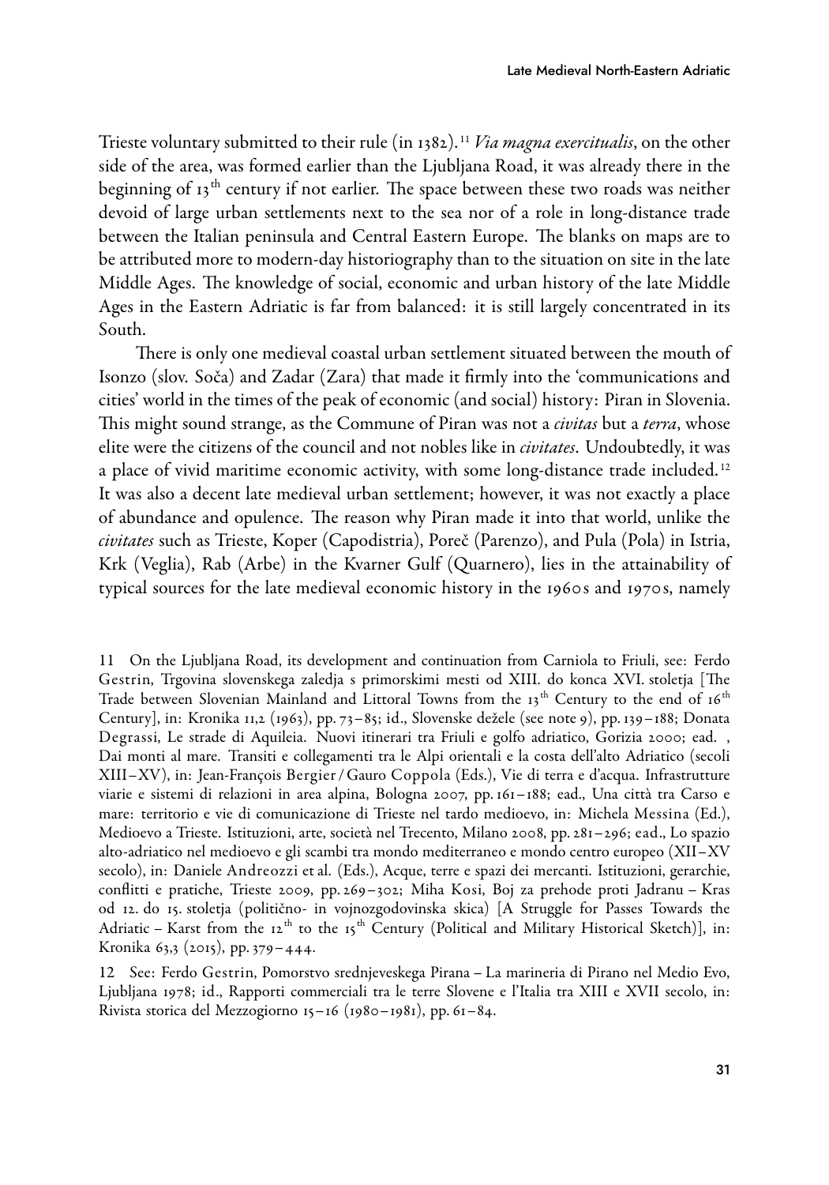Trieste voluntary submitted to their rule (in 1382).[11] *Via magna exercitualis*, on the other side of the area, was formed earlier than the Ljubljana Road, it was already there in the beginning of 13th century if not earlier. The space between these two roads was neither devoid of large urban settlements next to the sea nor of a role in long-distance trade between the Italian peninsula and Central Eastern Europe. The blanks on maps are to be attributed more to modern-day historiography than to the situation on site in the late Middle Ages. The knowledge of social, economic and urban history of the late Middle Ages in the Eastern Adriatic is far from balanced: it is still largely concentrated in its South.

There is only one medieval coastal urban settlement situated between the mouth of Isonzo (slov. Soča) and Zadar (Zara) that made it firmly into the 'communications and cities' world in the times of the peak of economic (and social) history: Piran in Slovenia. This might sound strange, as the Commune of Piran was not a *civitas* but a *terra*, whose elite were the citizens of the council and not nobles like in *civitates*. Undoubtedly, it was a place of vivid maritime economic activity, with some long-distance trade included.[12] It was also a decent late medieval urban settlement; however, it was not exactly a place of abundance and opulence. The reason why Piran made it into that world, unlike the *civitates* such as Trieste, Koper (Capodistria), Poreč (Parenzo), and Pula (Pola) in Istria, Krk (Veglia), Rab (Arbe) in the Kvarner Gulf (Quarnero), lies in the attainability of typical sources for the late medieval economic history in the 1960s and 1970s, namely

11 On the Ljubljana Road, its development and continuation from Carniola to Friuli, see: Ferdo Gestrin, Trgovina slovenskega zaledja s primorskimi mesti od XIII. do konca XVI. stoletja [The Trade between Slovenian Mainland and Littoral Towns from the 13th Century to the end of 16th Century], in: Kronika 11,2 (1963), pp. 73–85; id., Slovenske dežele (see note 9), pp. 139–188; Donata Degrassi, Le strade di Aquileia. Nuovi itinerari tra Friuli e golfo adriatico, Gorizia 2000; ead. , Dai monti al mare. Transiti e collegamenti tra le Alpi orientali e la costa dell'alto Adriatico (secoli XIII–XV), in: Jean-François Bergier / Gauro Coppola (Eds.), Vie di terra e d'acqua. Infrastrutture viarie e sistemi di relazioni in area alpina, Bologna 2007, pp. 161–188; ead., Una città tra Carso e mare: territorio e vie di comunicazione di Trieste nel tardo medioevo, in: Michela Messina (Ed.), Medioevo a Trieste. Istituzioni, arte, società nel Trecento, Milano 2008, pp. 281–296; ead., Lo spazio alto-adriatico nel medioevo e gli scambi tra mondo mediterraneo e mondo centro europeo (XII–XV secolo), in: Daniele Andreozzi et al. (Eds.), Acque, terre e spazi dei mercanti. Istituzioni, gerarchie, conflitti e pratiche, Trieste 2009, pp. 269–302; Miha Kosi, Boj za prehode proti Jadranu – Kras od 12. do 15. stoletja (politično- in vojnozgodovinska skica) [A Struggle for Passes Towards the Adriatic – Karst from the 12th to the 15th Century (Political and Military Historical Sketch)], in: Kronika 63,3 (2015), pp. 379–444.

12 See: Ferdo Gestrin, Pomorstvo srednjeveskega Pirana – La marineria di Pirano nel Medio Evo, Ljubljana 1978; id., Rapporti commerciali tra le terre Slovene e l'Italia tra XIII e XVII secolo, in: Rivista storica del Mezzogiorno 15–16 (1980–1981), pp. 61–84.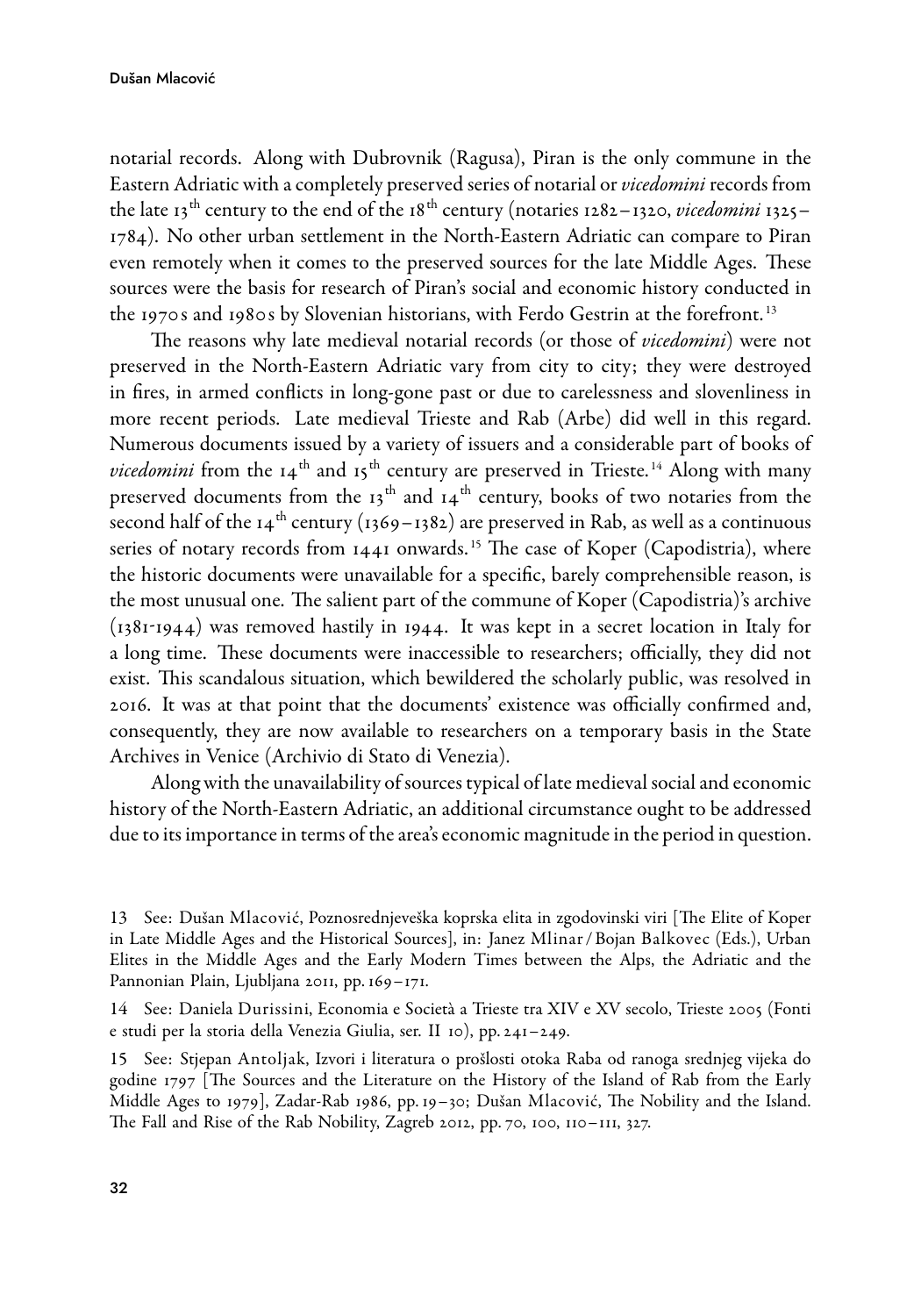notarial records. Along with Dubrovnik (Ragusa), Piran is the only commune in the Eastern Adriatic with a completely preserved series of notarial or *vicedomini* records from the late 13th century to the end of the 18th century (notaries 1282–1320, *vicedomini* 1325–1784). No other urban settlement in the North-Eastern Adriatic can compare to Piran even remotely when it comes to the preserved sources for the late Middle Ages. These sources were the basis for research of Piran's social and economic history conducted in the 1970s and 1980s by Slovenian historians, with Ferdo Gestrin at the forefront.[13]

The reasons why late medieval notarial records (or those of *vicedomini*) were not preserved in the North-Eastern Adriatic vary from city to city; they were destroyed in fires, in armed conflicts in long-gone past or due to carelessness and slovenliness in more recent periods. Late medieval Trieste and Rab (Arbe) did well in this regard. Numerous documents issued by a variety of issuers and a considerable part of books of *vicedomini* from the 14th and 15th century are preserved in Trieste.[14] Along with many preserved documents from the 13th and 14th century, books of two notaries from the second half of the 14th century (1369–1382) are preserved in Rab, as well as a continuous series of notary records from 1441 onwards.[15] The case of Koper (Capodistria), where the historic documents were unavailable for a specific, barely comprehensible reason, is the most unusual one. The salient part of the commune of Koper (Capodistria)'s archive (1381-1944) was removed hastily in 1944. It was kept in a secret location in Italy for a long time. These documents were inaccessible to researchers; officially, they did not exist. This scandalous situation, which bewildered the scholarly public, was resolved in 2016. It was at that point that the documents' existence was officially confirmed and, consequently, they are now available to researchers on a temporary basis in the State Archives in Venice (Archivio di Stato di Venezia).

Along with the unavailability of sources typical of late medieval social and economic history of the North-Eastern Adriatic, an additional circumstance ought to be addressed due to its importance in terms of the area's economic magnitude in the period in question.

13 See: Dušan Mlacović, Poznosrednjeveška koprska elita in zgodovinski viri [The Elite of Koper in Late Middle Ages and the Historical Sources], in: Janez Mlinar / Bojan Balkovec (Eds.), Urban Elites in the Middle Ages and the Early Modern Times between the Alps, the Adriatic and the Pannonian Plain, Ljubljana 2011, pp. 169–171.

14 See: Daniela Durissini, Economia e Società a Trieste tra XIV e XV secolo, Trieste 2005 (Fonti e studi per la storia della Venezia Giulia, ser. II 10), pp. 241–249.

15 See: Stjepan Antoljak, Izvori i literatura o prošlosti otoka Raba od ranoga srednjeg vijeka do godine 1797 [The Sources and the Literature on the History of the Island of Rab from the Early Middle Ages to 1979], Zadar-Rab 1986, pp. 19–30; Dušan Mlacović, The Nobility and the Island. The Fall and Rise of the Rab Nobility, Zagreb 2012, pp. 70, 100, 110–111, 327.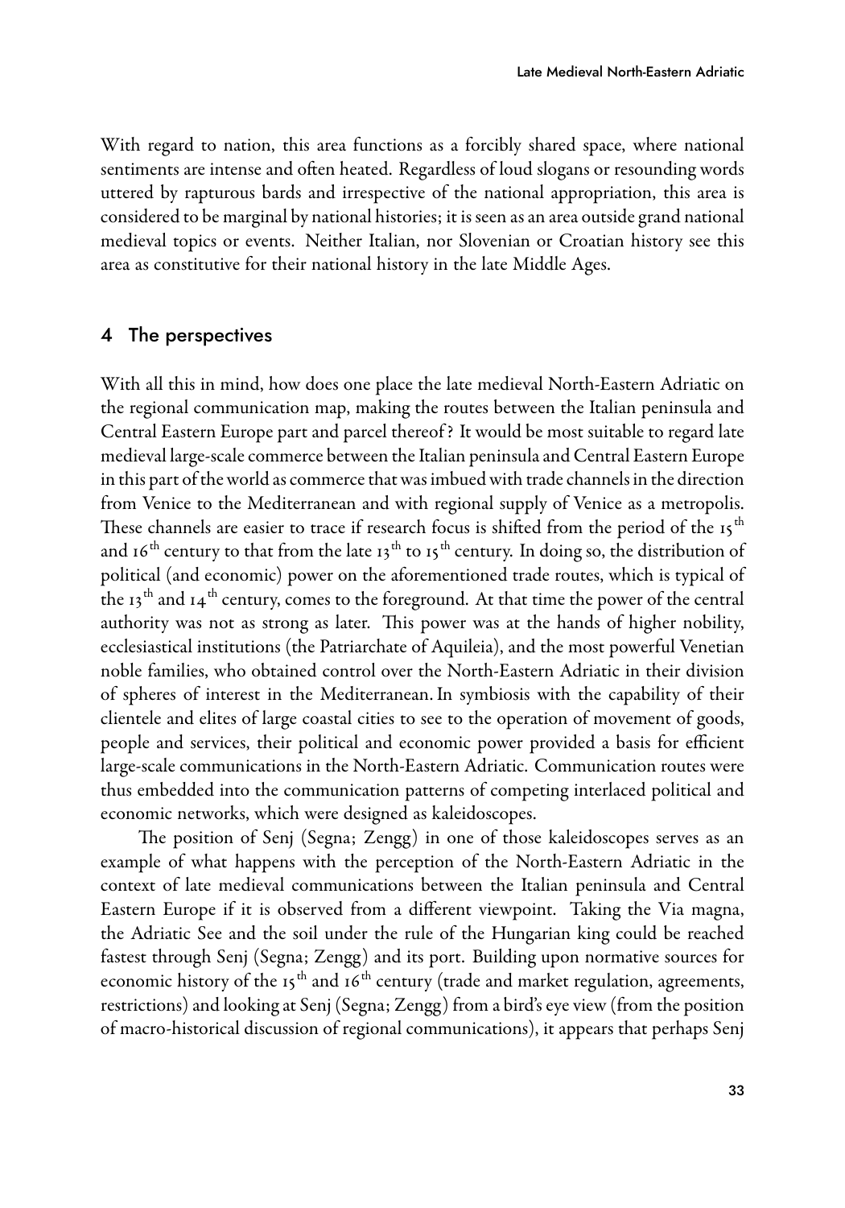With regard to nation, this area functions as a forcibly shared space, where national sentiments are intense and often heated. Regardless of loud slogans or resounding words uttered by rapturous bards and irrespective of the national appropriation, this area is considered to be marginal by national histories; it is seen as an area outside grand national medieval topics or events. Neither Italian, nor Slovenian or Croatian history see this area as constitutive for their national history in the late Middle Ages.

## 4 The perspectives

With all this in mind, how does one place the late medieval North-Eastern Adriatic on the regional communication map, making the routes between the Italian peninsula and Central Eastern Europe part and parcel thereof? It would be most suitable to regard late medieval large-scale commerce between the Italian peninsula and Central Eastern Europe in this part of the world as commerce that was imbued with trade channels in the direction from Venice to the Mediterranean and with regional supply of Venice as a metropolis. These channels are easier to trace if research focus is shifted from the period of the 15$^{th}$ and 16$^{th}$ century to that from the late 13$^{th}$ to 15$^{th}$ century. In doing so, the distribution of political (and economic) power on the aforementioned trade routes, which is typical of the 13$^{th}$ and 14$^{th}$ century, comes to the foreground. At that time the power of the central authority was not as strong as later. This power was at the hands of higher nobility, ecclesiastical institutions (the Patriarchate of Aquileia), and the most powerful Venetian noble families, who obtained control over the North-Eastern Adriatic in their division of spheres of interest in the Mediterranean. In symbiosis with the capability of their clientele and elites of large coastal cities to see to the operation of movement of goods, people and services, their political and economic power provided a basis for efficient large-scale communications in the North-Eastern Adriatic. Communication routes were thus embedded into the communication patterns of competing interlaced political and economic networks, which were designed as kaleidoscopes.

The position of Senj (Segna; Zengg) in one of those kaleidoscopes serves as an example of what happens with the perception of the North-Eastern Adriatic in the context of late medieval communications between the Italian peninsula and Central Eastern Europe if it is observed from a different viewpoint. Taking the Via magna, the Adriatic See and the soil under the rule of the Hungarian king could be reached fastest through Senj (Segna; Zengg) and its port. Building upon normative sources for economic history of the 15$^{th}$ and 16$^{th}$ century (trade and market regulation, agreements, restrictions) and looking at Senj (Segna; Zengg) from a bird's eye view (from the position of macro-historical discussion of regional communications), it appears that perhaps Senj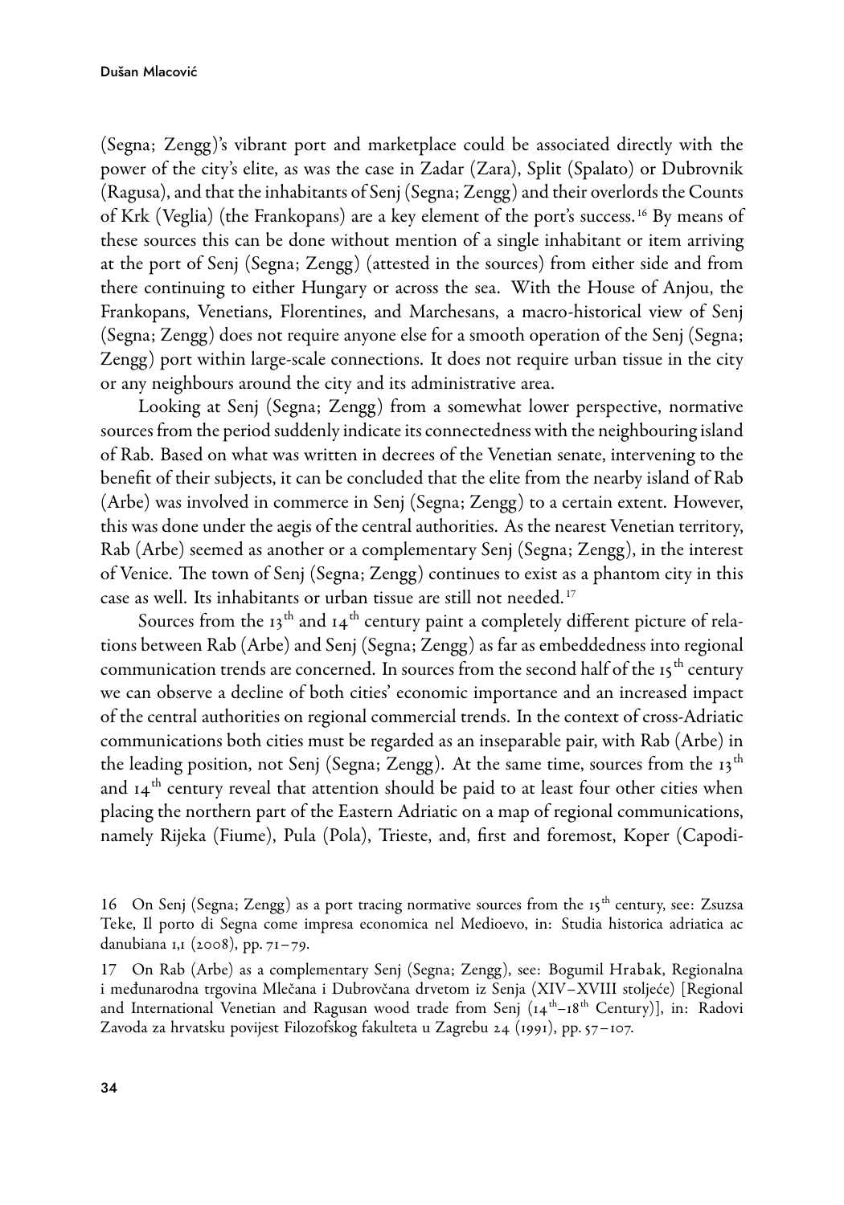(Segna; Zengg)'s vibrant port and marketplace could be associated directly with the power of the city's elite, as was the case in Zadar (Zara), Split (Spalato) or Dubrovnik (Ragusa), and that the inhabitants of Senj (Segna; Zengg) and their overlords the Counts of Krk (Veglia) (the Frankopans) are a key element of the port's success.[16] By means of these sources this can be done without mention of a single inhabitant or item arriving at the port of Senj (Segna; Zengg) (attested in the sources) from either side and from there continuing to either Hungary or across the sea. With the House of Anjou, the Frankopans, Venetians, Florentines, and Marchesans, a macro-historical view of Senj (Segna; Zengg) does not require anyone else for a smooth operation of the Senj (Segna; Zengg) port within large-scale connections. It does not require urban tissue in the city or any neighbours around the city and its administrative area.

Looking at Senj (Segna; Zengg) from a somewhat lower perspective, normative sources from the period suddenly indicate its connectedness with the neighbouring island of Rab. Based on what was written in decrees of the Venetian senate, intervening to the benefit of their subjects, it can be concluded that the elite from the nearby island of Rab (Arbe) was involved in commerce in Senj (Segna; Zengg) to a certain extent. However, this was done under the aegis of the central authorities. As the nearest Venetian territory, Rab (Arbe) seemed as another or a complementary Senj (Segna; Zengg), in the interest of Venice. The town of Senj (Segna; Zengg) continues to exist as a phantom city in this case as well. Its inhabitants or urban tissue are still not needed.[17]

Sources from the 13th and 14th century paint a completely different picture of relations between Rab (Arbe) and Senj (Segna; Zengg) as far as embeddedness into regional communication trends are concerned. In sources from the second half of the 15th century we can observe a decline of both cities' economic importance and an increased impact of the central authorities on regional commercial trends. In the context of cross-Adriatic communications both cities must be regarded as an inseparable pair, with Rab (Arbe) in the leading position, not Senj (Segna; Zengg). At the same time, sources from the 13th and 14th century reveal that attention should be paid to at least four other cities when placing the northern part of the Eastern Adriatic on a map of regional communications, namely Rijeka (Fiume), Pula (Pola), Trieste, and, first and foremost, Koper (Capodi-

---

16 On Senj (Segna; Zengg) as a port tracing normative sources from the 15th century, see: Zsuzsa Teke, Il porto di Segna come impresa economica nel Medioevo, in: Studia historica adriatica ac danubiana 1,1 (2008), pp. 71–79.

17 On Rab (Arbe) as a complementary Senj (Segna; Zengg), see: Bogumil Hrabak, Regionalna i međunarodna trgovina Mlečana i Dubrovčana drvetom iz Senja (XIV–XVIII stoljeće) [Regional and International Venetian and Ragusan wood trade from Senj (14th–18th Century)], in: Radovi Zavoda za hrvatsku povijest Filozofskog fakulteta u Zagrebu 24 (1991), pp. 57–107.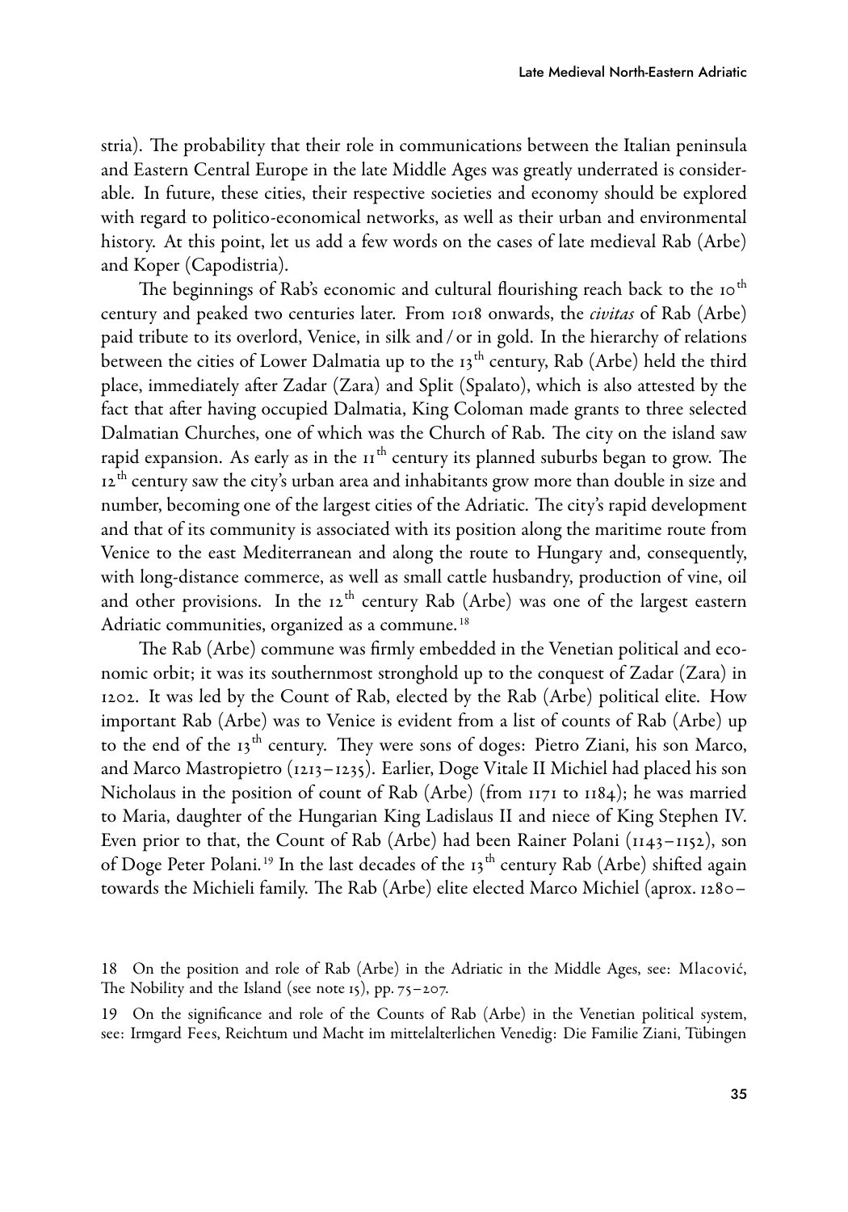stria). The probability that their role in communications between the Italian peninsula and Eastern Central Europe in the late Middle Ages was greatly underrated is considerable. In future, these cities, their respective societies and economy should be explored with regard to politico-economical networks, as well as their urban and environmental history. At this point, let us add a few words on the cases of late medieval Rab (Arbe) and Koper (Capodistria).

The beginnings of Rab's economic and cultural flourishing reach back to the 10th century and peaked two centuries later. From 1018 onwards, the *civitas* of Rab (Arbe) paid tribute to its overlord, Venice, in silk and / or in gold. In the hierarchy of relations between the cities of Lower Dalmatia up to the 13th century, Rab (Arbe) held the third place, immediately after Zadar (Zara) and Split (Spalato), which is also attested by the fact that after having occupied Dalmatia, King Coloman made grants to three selected Dalmatian Churches, one of which was the Church of Rab. The city on the island saw rapid expansion. As early as in the 11th century its planned suburbs began to grow. The 12th century saw the city's urban area and inhabitants grow more than double in size and number, becoming one of the largest cities of the Adriatic. The city's rapid development and that of its community is associated with its position along the maritime route from Venice to the east Mediterranean and along the route to Hungary and, consequently, with long-distance commerce, as well as small cattle husbandry, production of vine, oil and other provisions. In the 12th century Rab (Arbe) was one of the largest eastern Adriatic communities, organized as a commune.[18]

The Rab (Arbe) commune was firmly embedded in the Venetian political and economic orbit; it was its southernmost stronghold up to the conquest of Zadar (Zara) in 1202. It was led by the Count of Rab, elected by the Rab (Arbe) political elite. How important Rab (Arbe) was to Venice is evident from a list of counts of Rab (Arbe) up to the end of the 13th century. They were sons of doges: Pietro Ziani, his son Marco, and Marco Mastropietro (1213–1235). Earlier, Doge Vitale II Michiel had placed his son Nicholaus in the position of count of Rab (Arbe) (from 1171 to 1184); he was married to Maria, daughter of the Hungarian King Ladislaus II and niece of King Stephen IV. Even prior to that, the Count of Rab (Arbe) had been Rainer Polani (1143–1152), son of Doge Peter Polani.[19] In the last decades of the 13th century Rab (Arbe) shifted again towards the Michieli family. The Rab (Arbe) elite elected Marco Michiel (aprox. 1280–

---

18 On the position and role of Rab (Arbe) in the Adriatic in the Middle Ages, see: Mlacović, The Nobility and the Island (see note 15), pp. 75–207.

19 On the significance and role of the Counts of Rab (Arbe) in the Venetian political system, see: Irmgard Fees, Reichtum und Macht im mittelalterlichen Venedig: Die Familie Ziani, Tübingen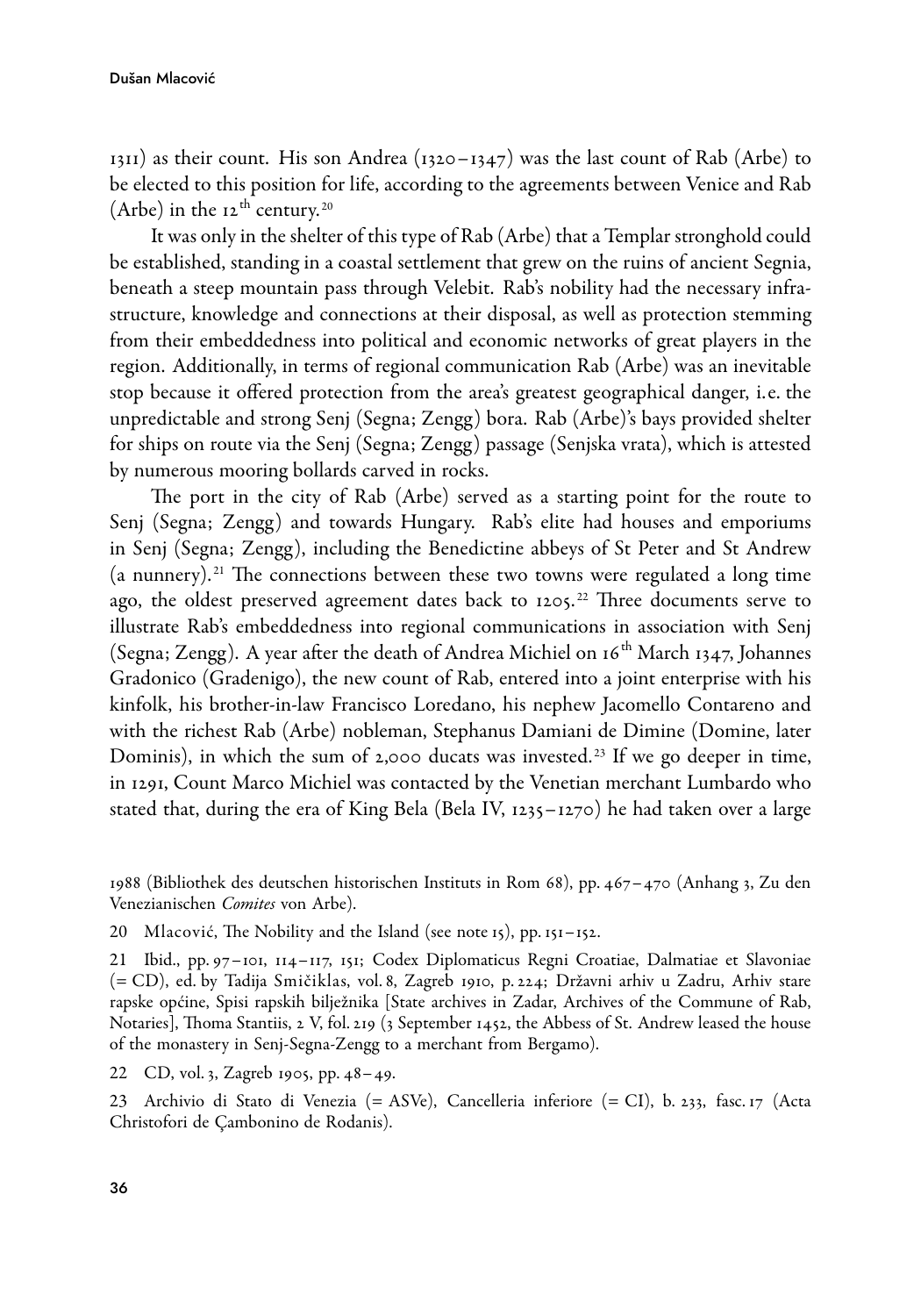1311) as their count. His son Andrea (1320–1347) was the last count of Rab (Arbe) to be elected to this position for life, according to the agreements between Venice and Rab (Arbe) in the 12th century.[20]

It was only in the shelter of this type of Rab (Arbe) that a Templar stronghold could be established, standing in a coastal settlement that grew on the ruins of ancient Segnia, beneath a steep mountain pass through Velebit. Rab's nobility had the necessary infrastructure, knowledge and connections at their disposal, as well as protection stemming from their embeddedness into political and economic networks of great players in the region. Additionally, in terms of regional communication Rab (Arbe) was an inevitable stop because it offered protection from the area's greatest geographical danger, i.e. the unpredictable and strong Senj (Segna; Zengg) bora. Rab (Arbe)'s bays provided shelter for ships on route via the Senj (Segna; Zengg) passage (Senjska vrata), which is attested by numerous mooring bollards carved in rocks.

The port in the city of Rab (Arbe) served as a starting point for the route to Senj (Segna; Zengg) and towards Hungary. Rab's elite had houses and emporiums in Senj (Segna; Zengg), including the Benedictine abbeys of St Peter and St Andrew (a nunnery).[21] The connections between these two towns were regulated a long time ago, the oldest preserved agreement dates back to 1205.[22] Three documents serve to illustrate Rab's embeddedness into regional communications in association with Senj (Segna; Zengg). A year after the death of Andrea Michiel on 16th March 1347, Johannes Gradonico (Gradenigo), the new count of Rab, entered into a joint enterprise with his kinfolk, his brother-in-law Francisco Loredano, his nephew Jacomello Contareno and with the richest Rab (Arbe) nobleman, Stephanus Damiani de Dimine (Domine, later Dominis), in which the sum of 2,000 ducats was invested.[23] If we go deeper in time, in 1291, Count Marco Michiel was contacted by the Venetian merchant Lumbardo who stated that, during the era of King Bela (Bela IV, 1235–1270) he had taken over a large

1988 (Bibliothek des deutschen historischen Instituts in Rom 68), pp. 467–470 (Anhang 3, Zu den Venezianischen *Comites* von Arbe).

20 Mlacović, The Nobility and the Island (see note 15), pp. 151–152.

21 Ibid., pp. 97–101, 114–117, 151; Codex Diplomaticus Regni Croatiae, Dalmatiae et Slavoniae (= CD), ed. by Tadija Smičiklas, vol. 8, Zagreb 1910, p. 224; Državni arhiv u Zadru, Arhiv stare rapske općine, Spisi rapskih bilježnika [State archives in Zadar, Archives of the Commune of Rab, Notaries], Thoma Stantiis, 2 V, fol. 219 (3 September 1452, the Abbess of St. Andrew leased the house of the monastery in Senj-Segna-Zengg to a merchant from Bergamo).

22 CD, vol. 3, Zagreb 1905, pp. 48–49.

23 Archivio di Stato di Venezia (= ASVe), Cancelleria inferiore (= CI), b. 233, fasc. 17 (Acta Christofori de Çambonino de Rodanis).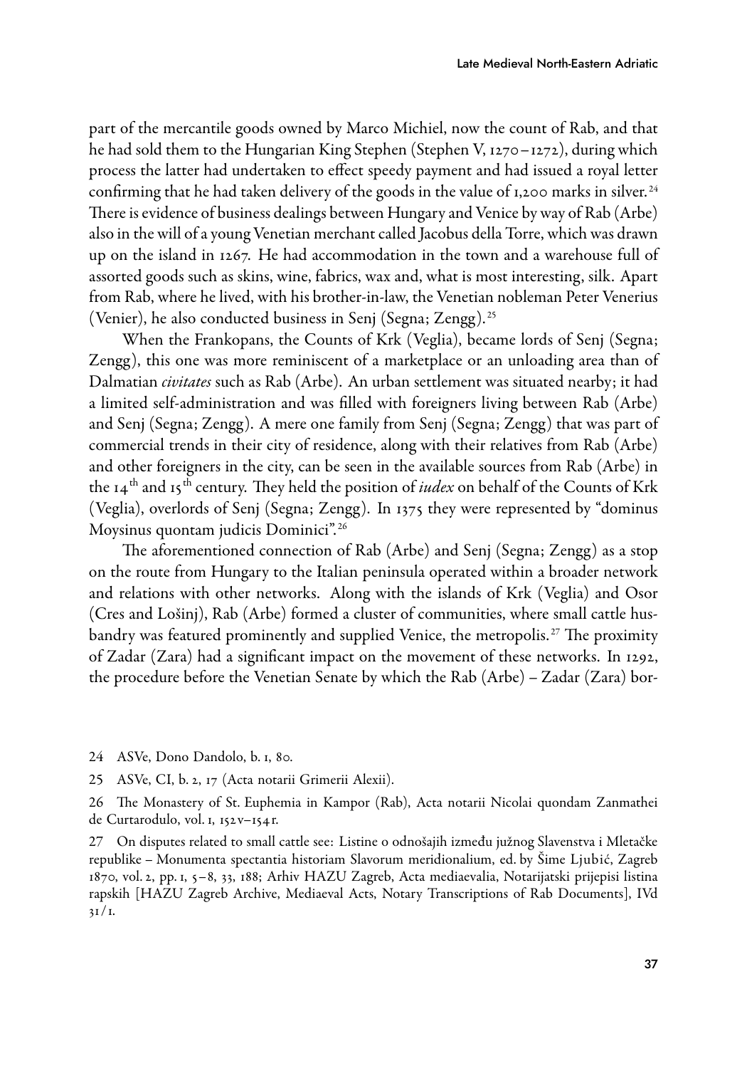part of the mercantile goods owned by Marco Michiel, now the count of Rab, and that he had sold them to the Hungarian King Stephen (Stephen V, 1270–1272), during which process the latter had undertaken to effect speedy payment and had issued a royal letter confirming that he had taken delivery of the goods in the value of 1,200 marks in silver.[24] There is evidence of business dealings between Hungary and Venice by way of Rab (Arbe) also in the will of a young Venetian merchant called Jacobus della Torre, which was drawn up on the island in 1267. He had accommodation in the town and a warehouse full of assorted goods such as skins, wine, fabrics, wax and, what is most interesting, silk. Apart from Rab, where he lived, with his brother-in-law, the Venetian nobleman Peter Venerius (Venier), he also conducted business in Senj (Segna; Zengg).[25]

When the Frankopans, the Counts of Krk (Veglia), became lords of Senj (Segna; Zengg), this one was more reminiscent of a marketplace or an unloading area than of Dalmatian *civitates* such as Rab (Arbe). An urban settlement was situated nearby; it had a limited self-administration and was filled with foreigners living between Rab (Arbe) and Senj (Segna; Zengg). A mere one family from Senj (Segna; Zengg) that was part of commercial trends in their city of residence, along with their relatives from Rab (Arbe) and other foreigners in the city, can be seen in the available sources from Rab (Arbe) in the 14th and 15th century. They held the position of *iudex* on behalf of the Counts of Krk (Veglia), overlords of Senj (Segna; Zengg). In 1375 they were represented by "dominus Moysinus quontam judicis Dominici".[26]

The aforementioned connection of Rab (Arbe) and Senj (Segna; Zengg) as a stop on the route from Hungary to the Italian peninsula operated within a broader network and relations with other networks. Along with the islands of Krk (Veglia) and Osor (Cres and Lošinj), Rab (Arbe) formed a cluster of communities, where small cattle husbandry was featured prominently and supplied Venice, the metropolis.[27] The proximity of Zadar (Zara) had a significant impact on the movement of these networks. In 1292, the procedure before the Venetian Senate by which the Rab (Arbe) – Zadar (Zara) bor-

24 ASVe, Dono Dandolo, b. 1, 80.

25 ASVe, CI, b. 2, 17 (Acta notarii Grimerii Alexii).

26 The Monastery of St. Euphemia in Kampor (Rab), Acta notarii Nicolai quondam Zanmathei de Curtarodulo, vol. 1, 152v–154r.

27 On disputes related to small cattle see: Listine o odnošajih između južnog Slavenstva i Mletačke republike – Monumenta spectantia historiam Slavorum meridionalium, ed. by Šime Ljubić, Zagreb 1870, vol. 2, pp. 1, 5–8, 33, 188; Arhiv HAZU Zagreb, Acta mediaevalia, Notarijatski prijepisi listina rapskih [HAZU Zagreb Archive, Mediaeval Acts, Notary Transcriptions of Rab Documents], IVd 31/1.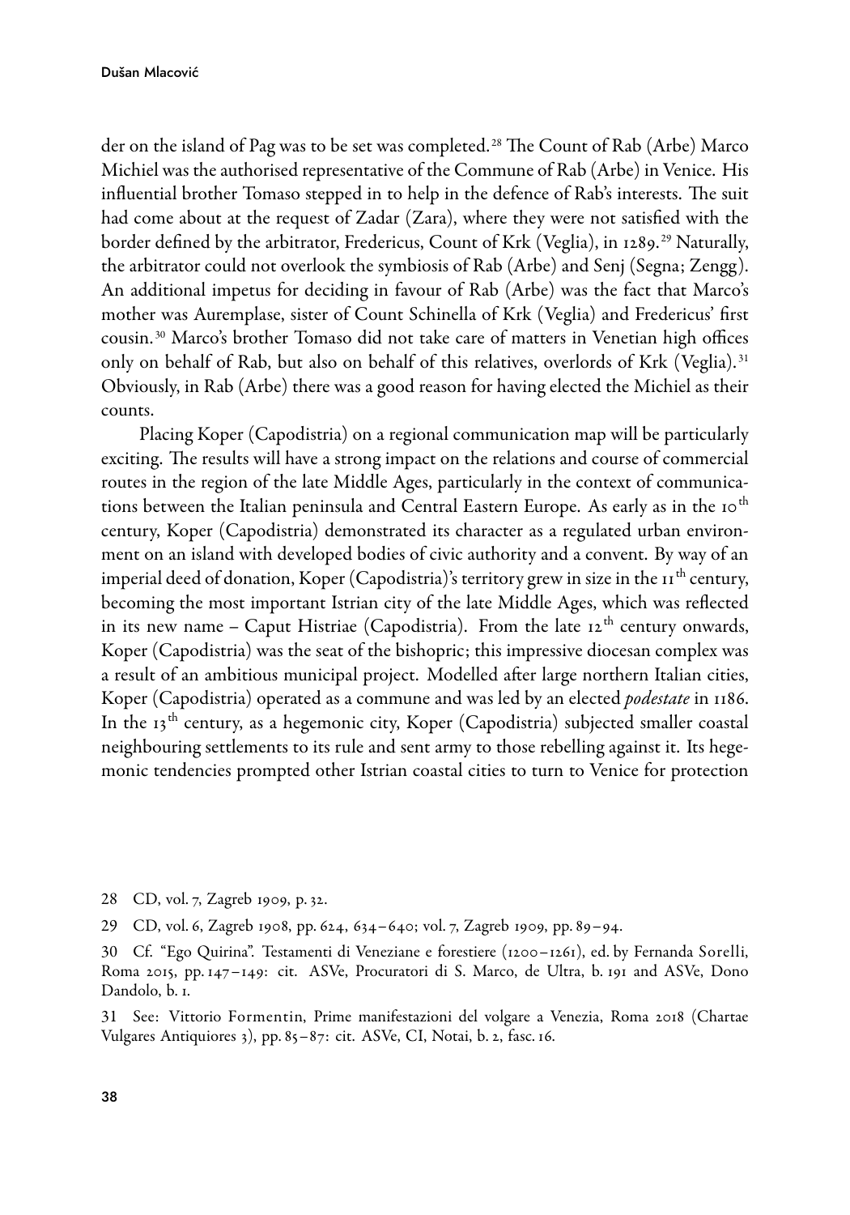der on the island of Pag was to be set was completed.[28] The Count of Rab (Arbe) Marco Michiel was the authorised representative of the Commune of Rab (Arbe) in Venice. His influential brother Tomaso stepped in to help in the defence of Rab's interests. The suit had come about at the request of Zadar (Zara), where they were not satisfied with the border defined by the arbitrator, Fredericus, Count of Krk (Veglia), in 1289.[29] Naturally, the arbitrator could not overlook the symbiosis of Rab (Arbe) and Senj (Segna; Zengg). An additional impetus for deciding in favour of Rab (Arbe) was the fact that Marco's mother was Auremplase, sister of Count Schinella of Krk (Veglia) and Fredericus' first cousin.[30] Marco's brother Tomaso did not take care of matters in Venetian high offices only on behalf of Rab, but also on behalf of this relatives, overlords of Krk (Veglia).[31] Obviously, in Rab (Arbe) there was a good reason for having elected the Michiel as their counts.

Placing Koper (Capodistria) on a regional communication map will be particularly exciting. The results will have a strong impact on the relations and course of commercial routes in the region of the late Middle Ages, particularly in the context of communications between the Italian peninsula and Central Eastern Europe. As early as in the 10th century, Koper (Capodistria) demonstrated its character as a regulated urban environment on an island with developed bodies of civic authority and a convent. By way of an imperial deed of donation, Koper (Capodistria)'s territory grew in size in the 11th century, becoming the most important Istrian city of the late Middle Ages, which was reflected in its new name – Caput Histriae (Capodistria). From the late 12th century onwards, Koper (Capodistria) was the seat of the bishopric; this impressive diocesan complex was a result of an ambitious municipal project. Modelled after large northern Italian cities, Koper (Capodistria) operated as a commune and was led by an elected *podestate* in 1186. In the 13th century, as a hegemonic city, Koper (Capodistria) subjected smaller coastal neighbouring settlements to its rule and sent army to those rebelling against it. Its hegemonic tendencies prompted other Istrian coastal cities to turn to Venice for protection

28 CD, vol. 7, Zagreb 1909, p. 32.

29 CD, vol. 6, Zagreb 1908, pp. 624, 634–640; vol. 7, Zagreb 1909, pp. 89–94.

30 Cf. "Ego Quirina". Testamenti di Veneziane e forestiere (1200–1261), ed. by Fernanda Sorelli, Roma 2015, pp. 147–149: cit. ASVe, Procuratori di S. Marco, de Ultra, b. 191 and ASVe, Dono Dandolo, b. 1.

31 See: Vittorio Formentin, Prime manifestazioni del volgare a Venezia, Roma 2018 (Chartae Vulgares Antiquiores 3), pp. 85–87: cit. ASVe, CI, Notai, b. 2, fasc. 16.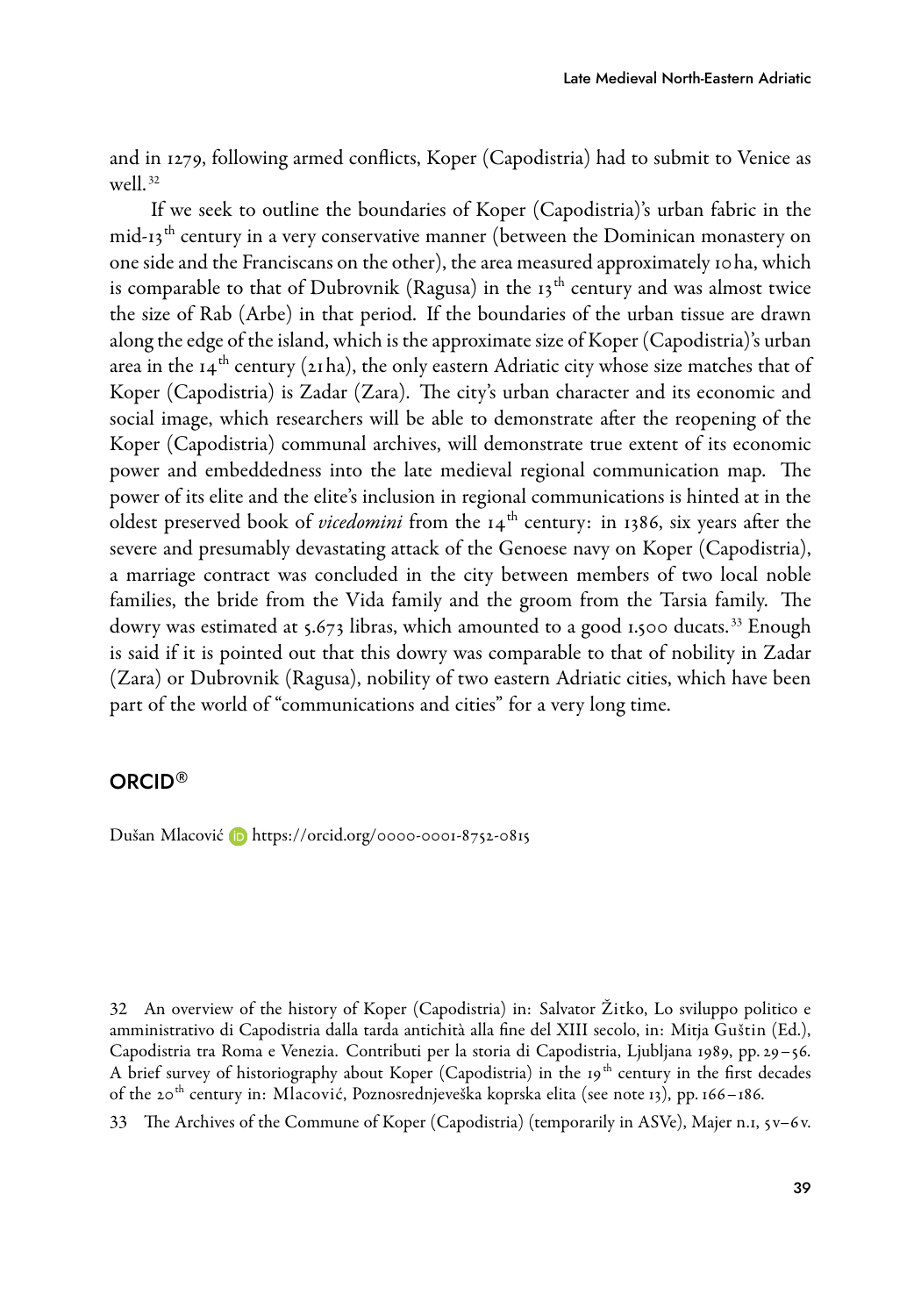and in 1279, following armed conflicts, Koper (Capodistria) had to submit to Venice as well.[32]

If we seek to outline the boundaries of Koper (Capodistria)'s urban fabric in the mid-13th century in a very conservative manner (between the Dominican monastery on one side and the Franciscans on the other), the area measured approximately 10 ha, which is comparable to that of Dubrovnik (Ragusa) in the 13th century and was almost twice the size of Rab (Arbe) in that period. If the boundaries of the urban tissue are drawn along the edge of the island, which is the approximate size of Koper (Capodistria)'s urban area in the 14th century (21 ha), the only eastern Adriatic city whose size matches that of Koper (Capodistria) is Zadar (Zara). The city's urban character and its economic and social image, which researchers will be able to demonstrate after the reopening of the Koper (Capodistria) communal archives, will demonstrate true extent of its economic power and embeddedness into the late medieval regional communication map. The power of its elite and the elite's inclusion in regional communications is hinted at in the oldest preserved book of *vicedomini* from the 14th century: in 1386, six years after the severe and presumably devastating attack of the Genoese navy on Koper (Capodistria), a marriage contract was concluded in the city between members of two local noble families, the bride from the Vida family and the groom from the Tarsia family. The dowry was estimated at 5.673 libras, which amounted to a good 1.500 ducats.[33] Enough is said if it is pointed out that this dowry was comparable to that of nobility in Zadar (Zara) or Dubrovnik (Ragusa), nobility of two eastern Adriatic cities, which have been part of the world of "communications and cities" for a very long time.

## ORCID®

Dušan Mlacović https://orcid.org/0000-0001-8752-0815

---

32 An overview of the history of Koper (Capodistria) in: Salvator Žitko, Lo sviluppo politico e amministrativo di Capodistria dalla tarda antichità alla fine del XIII secolo, in: Mitja Guštin (Ed.), Capodistria tra Roma e Venezia. Contributi per la storia di Capodistria, Ljubljana 1989, pp. 29–56. A brief survey of historiography about Koper (Capodistria) in the 19th century in the first decades of the 20th century in: Mlacović, Poznosrednjeveška koprska elita (see note 13), pp. 166–186.

33 The Archives of the Commune of Koper (Capodistria) (temporarily in ASVe), Majer n.1, 5v–6v.